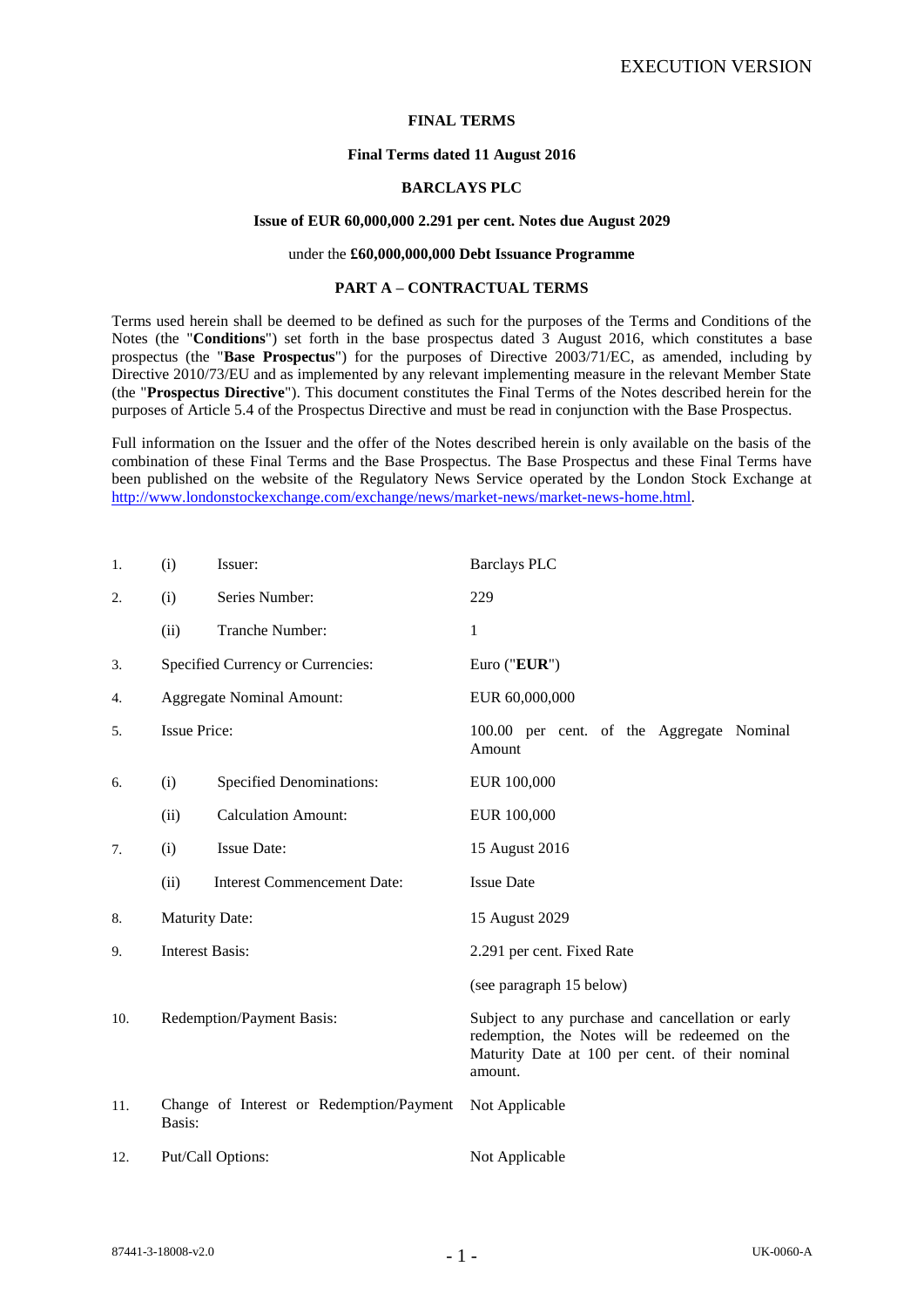EXECUTION VERSION

# FINAL TERMS

**Final Terms dated 11 August 2016**

**BARCLAYS PLC**

**Issue of EUR 60,000,000 2.291 per cent. Notes due August 2029**

under the **£60,000,000,000 Debt Issuance Programme**

## PART A – CONTRACTUAL TERMS

Terms used herein shall be deemed to be defined as such for the purposes of the Terms and Conditions of the Notes (the "**Conditions**") set forth in the base prospectus dated 3 August 2016, which constitutes a base prospectus (the "**Base Prospectus**") for the purposes of Directive 2003/71/EC, as amended, including by Directive 2010/73/EU and as implemented by any relevant implementing measure in the relevant Member State (the "**Prospectus Directive**"). This document constitutes the Final Terms of the Notes described herein for the purposes of Article 5.4 of the Prospectus Directive and must be read in conjunction with the Base Prospectus.

Full information on the Issuer and the offer of the Notes described herein is only available on the basis of the combination of these Final Terms and the Base Prospectus. The Base Prospectus and these Final Terms have been published on the website of the Regulatory News Service operated by the London Stock Exchange at http://www.londonstockexchange.com/exchange/news/market-news/market-news-home.html.

| | | | |
|---|---|---|---|
| 1. | (i) | Issuer: | Barclays PLC |
| 2. | (i) | Series Number: | 229 |
| | (ii) | Tranche Number: | 1 |
| 3. | | Specified Currency or Currencies: | Euro ("**EUR**") |
| 4. | | Aggregate Nominal Amount: | EUR 60,000,000 |
| 5. | | Issue Price: | 100.00 per cent. of the Aggregate Nominal Amount |
| 6. | (i) | Specified Denominations: | EUR 100,000 |
| | (ii) | Calculation Amount: | EUR 100,000 |
| 7. | (i) | Issue Date: | 15 August 2016 |
| | (ii) | Interest Commencement Date: | Issue Date |
| 8. | | Maturity Date: | 15 August 2029 |
| 9. | | Interest Basis: | 2.291 per cent. Fixed Rate<br><br>(see paragraph 15 below) |
| 10. | | Redemption/Payment Basis: | Subject to any purchase and cancellation or early redemption, the Notes will be redeemed on the Maturity Date at 100 per cent. of their nominal amount. |
| 11. | | Change of Interest or Redemption/Payment Basis: | Not Applicable |
| 12. | | Put/Call Options: | Not Applicable |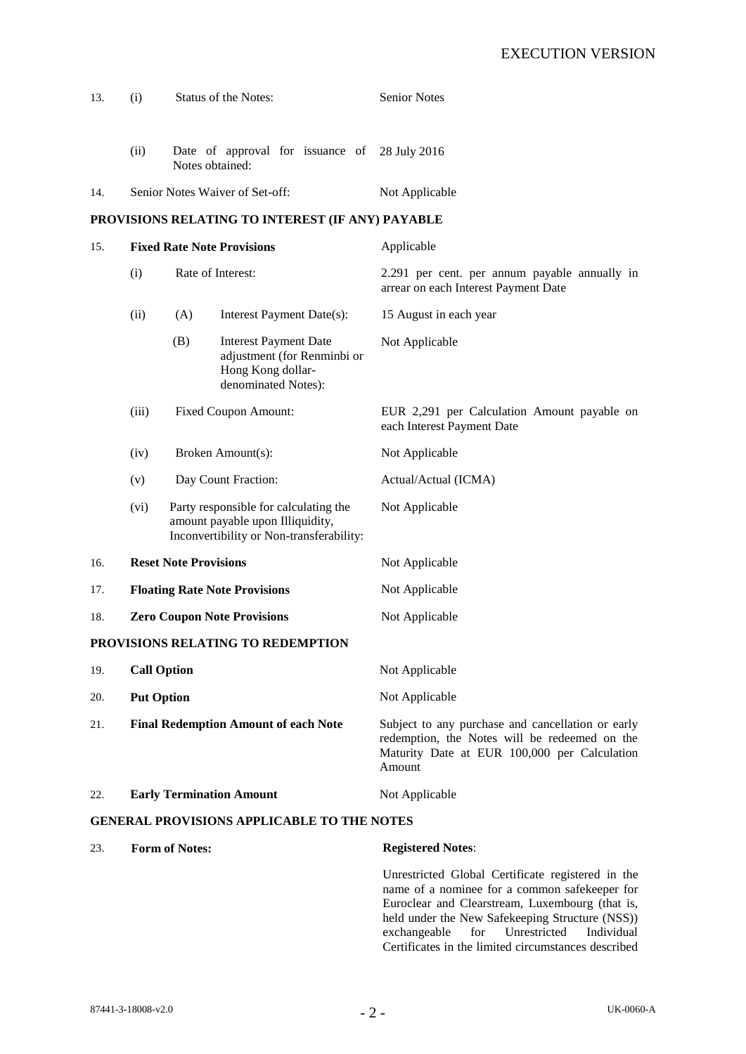| | | | | |
|---|---|---|---|---|
| 13. | (i) | | Status of the Notes: | Senior Notes |
| | (ii) | | Date of approval for issuance of Notes obtained: | 28 July 2016 |
| 14. | Senior Notes Waiver of Set-off: | | | Not Applicable |

**PROVISIONS RELATING TO INTEREST (IF ANY) PAYABLE**

| | | | | |
|---|---|---|---|---|
| 15. | **Fixed Rate Note Provisions** | | | Applicable |
| | (i) | | Rate of Interest: | 2.291 per cent. per annum payable annually in arrear on each Interest Payment Date |
| | (ii) | (A) | Interest Payment Date(s): | 15 August in each year |
| | | (B) | Interest Payment Date adjustment (for Renminbi or Hong Kong dollar-denominated Notes): | Not Applicable |
| | (iii) | | Fixed Coupon Amount: | EUR 2,291 per Calculation Amount payable on each Interest Payment Date |
| | (iv) | | Broken Amount(s): | Not Applicable |
| | (v) | | Day Count Fraction: | Actual/Actual (ICMA) |
| | (vi) | | Party responsible for calculating the amount payable upon Illiquidity, Inconvertibility or Non-transferability: | Not Applicable |
| 16. | **Reset Note Provisions** | | | Not Applicable |
| 17. | **Floating Rate Note Provisions** | | | Not Applicable |
| 18. | **Zero Coupon Note Provisions** | | | Not Applicable |

**PROVISIONS RELATING TO REDEMPTION**

| | | |
|---|---|---|
| 19. | **Call Option** | Not Applicable |
| 20. | **Put Option** | Not Applicable |
| 21. | **Final Redemption Amount of each Note** | Subject to any purchase and cancellation or early redemption, the Notes will be redeemed on the Maturity Date at EUR 100,000 per Calculation Amount |
| 22. | **Early Termination Amount** | Not Applicable |

**GENERAL PROVISIONS APPLICABLE TO THE NOTES**

| | | |
|---|---|---|
| 23. | **Form of Notes:** | **Registered Notes**:<br><br>Unrestricted Global Certificate registered in the name of a nominee for a common safekeeper for Euroclear and Clearstream, Luxembourg (that is, held under the New Safekeeping Structure (NSS)) exchangeable for Unrestricted Individual Certificates in the limited circumstances described |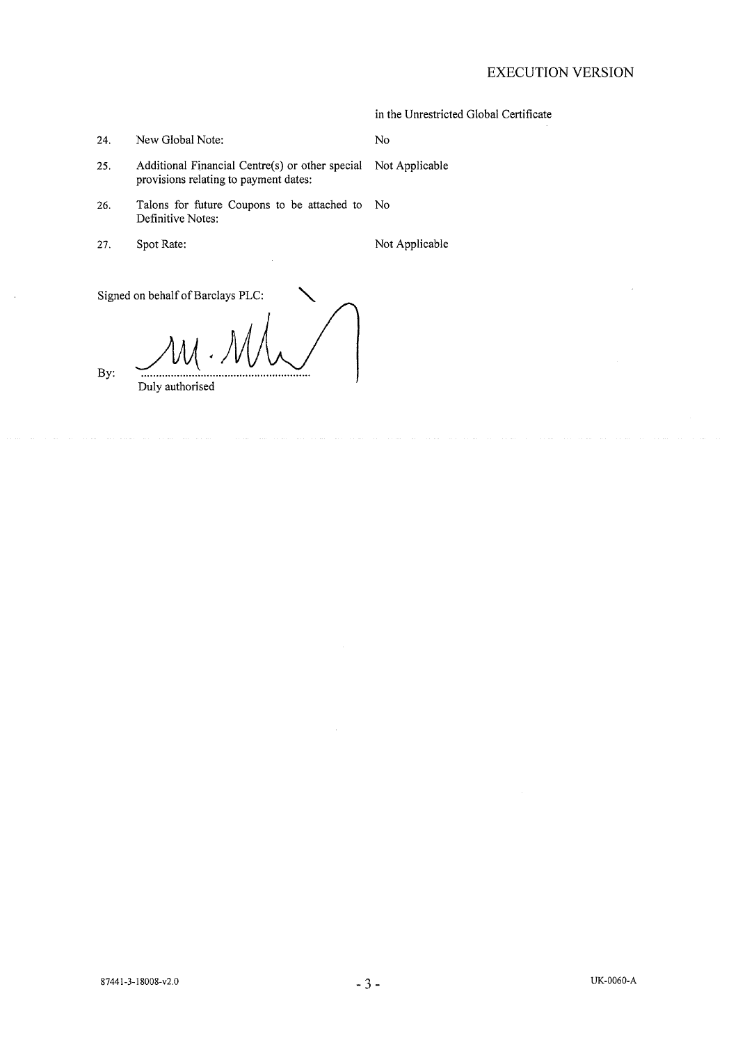| | | |
|---|---|---|
| | | in the Unrestricted Global Certificate |
| 24. | New Global Note: | No |
| 25. | Additional Financial Centre(s) or other special provisions relating to payment dates: | Not Applicable |
| 26. | Talons for future Coupons to be attached to Definitive Notes: | No |
| 27. | Spot Rate: | Not Applicable |

Signed on behalf of Barclays PLC:

By: ..........................................................
Duly authorised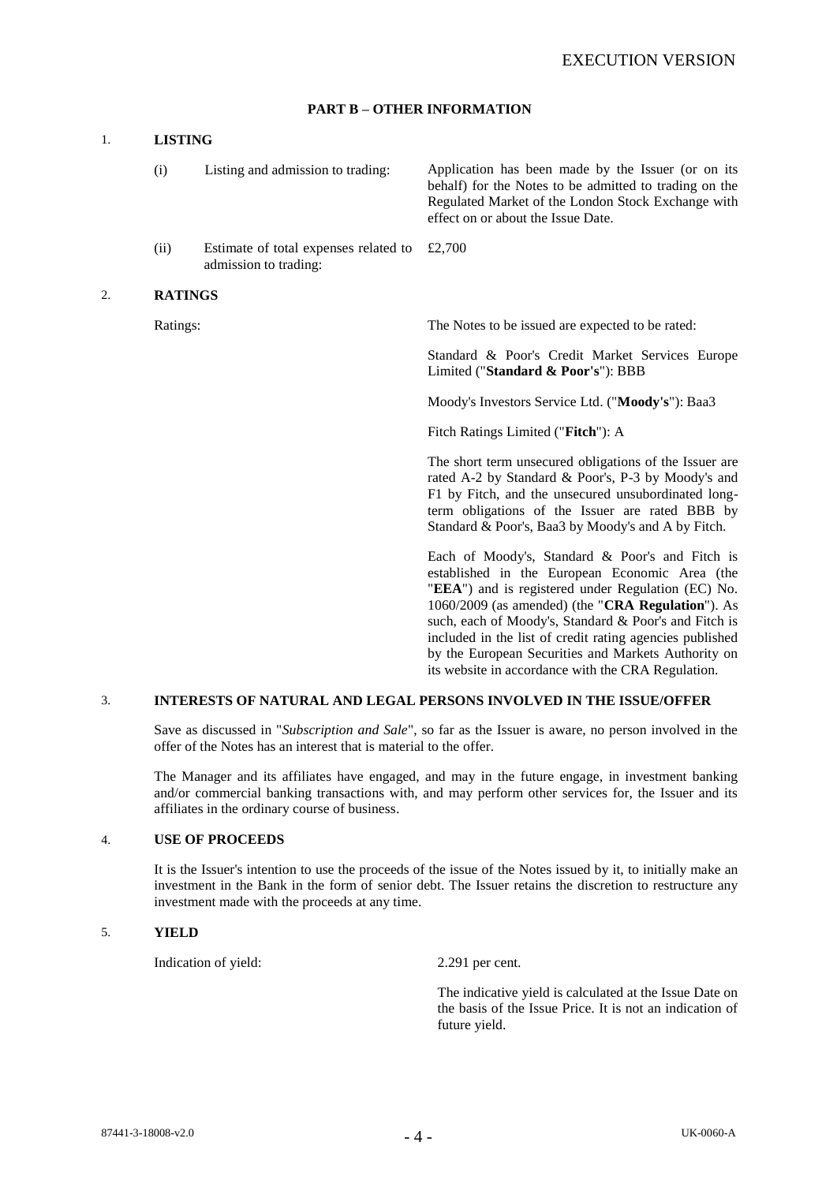## PART B – OTHER INFORMATION

### 1. LISTING

| | | |
|---|---|---|
| (i) | Listing and admission to trading: | Application has been made by the Issuer (or on its behalf) for the Notes to be admitted to trading on the Regulated Market of the London Stock Exchange with effect on or about the Issue Date. |
| (ii) | Estimate of total expenses related to admission to trading: | £2,700 |

### 2. RATINGS

Ratings: The Notes to be issued are expected to be rated:

Standard & Poor's Credit Market Services Europe Limited ("**Standard & Poor's**"): BBB

Moody's Investors Service Ltd. ("**Moody's**"): Baa3

Fitch Ratings Limited ("**Fitch**"): A

The short term unsecured obligations of the Issuer are rated A-2 by Standard & Poor's, P-3 by Moody's and F1 by Fitch, and the unsecured unsubordinated long-term obligations of the Issuer are rated BBB by Standard & Poor's, Baa3 by Moody's and A by Fitch.

Each of Moody's, Standard & Poor's and Fitch is established in the European Economic Area (the "**EEA**") and is registered under Regulation (EC) No. 1060/2009 (as amended) (the "**CRA Regulation**"). As such, each of Moody's, Standard & Poor's and Fitch is included in the list of credit rating agencies published by the European Securities and Markets Authority on its website in accordance with the CRA Regulation.

### 3. INTERESTS OF NATURAL AND LEGAL PERSONS INVOLVED IN THE ISSUE/OFFER

Save as discussed in "*Subscription and Sale*", so far as the Issuer is aware, no person involved in the offer of the Notes has an interest that is material to the offer.

The Manager and its affiliates have engaged, and may in the future engage, in investment banking and/or commercial banking transactions with, and may perform other services for, the Issuer and its affiliates in the ordinary course of business.

### 4. USE OF PROCEEDS

It is the Issuer's intention to use the proceeds of the issue of the Notes issued by it, to initially make an investment in the Bank in the form of senior debt. The Issuer retains the discretion to restructure any investment made with the proceeds at any time.

### 5. YIELD

Indication of yield: 2.291 per cent.

The indicative yield is calculated at the Issue Date on the basis of the Issue Price. It is not an indication of future yield.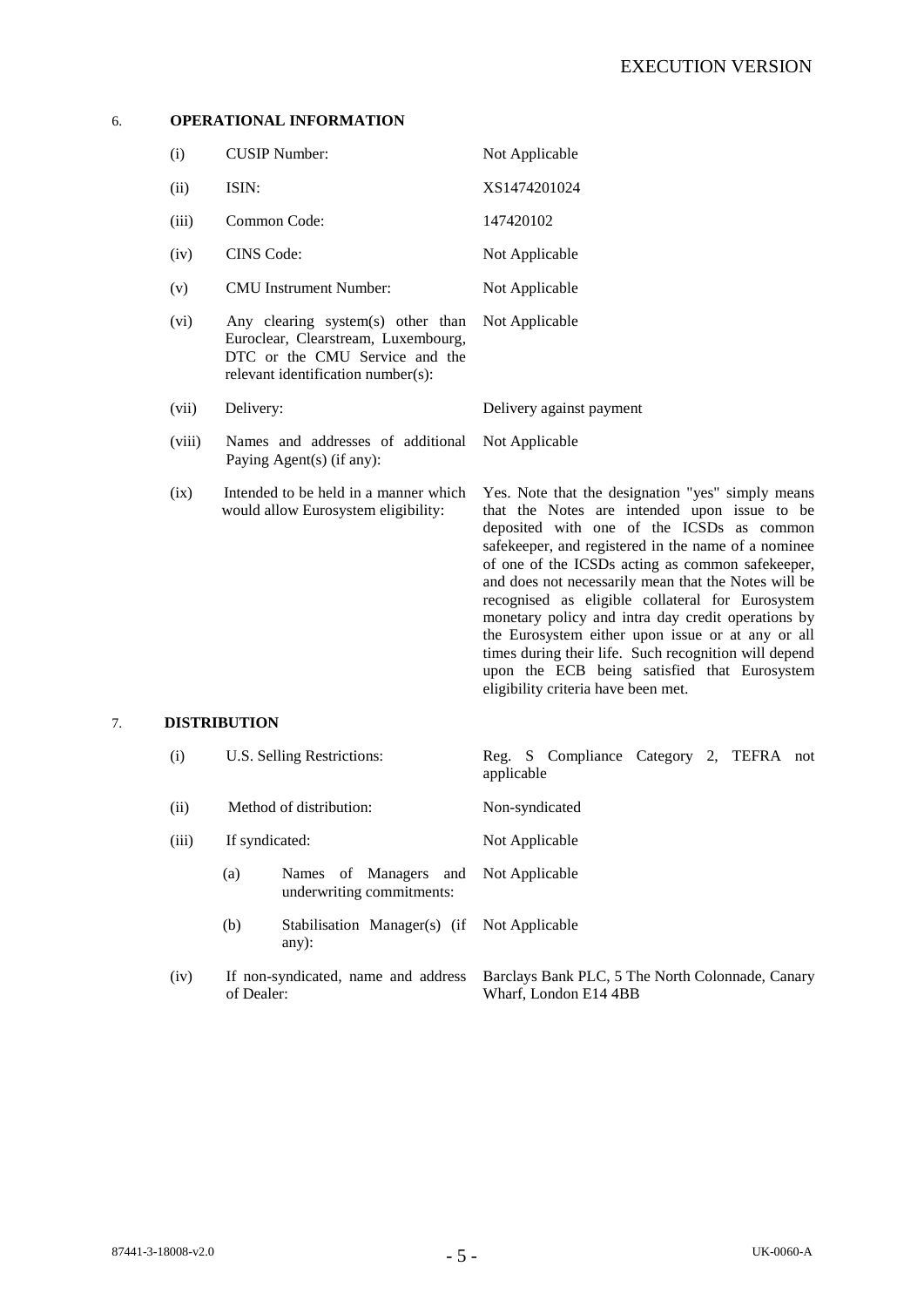## 6. OPERATIONAL INFORMATION

| | | |
|---|---|---|
| (i) | CUSIP Number: | Not Applicable |
| (ii) | ISIN: | XS1474201024 |
| (iii) | Common Code: | 147420102 |
| (iv) | CINS Code: | Not Applicable |
| (v) | CMU Instrument Number: | Not Applicable |
| (vi) | Any clearing system(s) other than Euroclear, Clearstream, Luxembourg, DTC or the CMU Service and the relevant identification number(s): | Not Applicable |
| (vii) | Delivery: | Delivery against payment |
| (viii) | Names and addresses of additional Paying Agent(s) (if any): | Not Applicable |
| (ix) | Intended to be held in a manner which would allow Eurosystem eligibility: | Yes. Note that the designation "yes" simply means that the Notes are intended upon issue to be deposited with one of the ICSDs as common safekeeper, and registered in the name of a nominee of one of the ICSDs acting as common safekeeper, and does not necessarily mean that the Notes will be recognised as eligible collateral for Eurosystem monetary policy and intra day credit operations by the Eurosystem either upon issue or at any or all times during their life. Such recognition will depend upon the ECB being satisfied that Eurosystem eligibility criteria have been met. |

## 7. DISTRIBUTION

| | | |
|---|---|---|
| (i) | U.S. Selling Restrictions: | Reg. S Compliance Category 2, TEFRA not applicable |
| (ii) | Method of distribution: | Non-syndicated |
| (iii) | If syndicated: | Not Applicable |
| | (a) Names of Managers and underwriting commitments: | Not Applicable |
| | (b) Stabilisation Manager(s) (if any): | Not Applicable |
| (iv) | If non-syndicated, name and address of Dealer: | Barclays Bank PLC, 5 The North Colonnade, Canary Wharf, London E14 4BB |